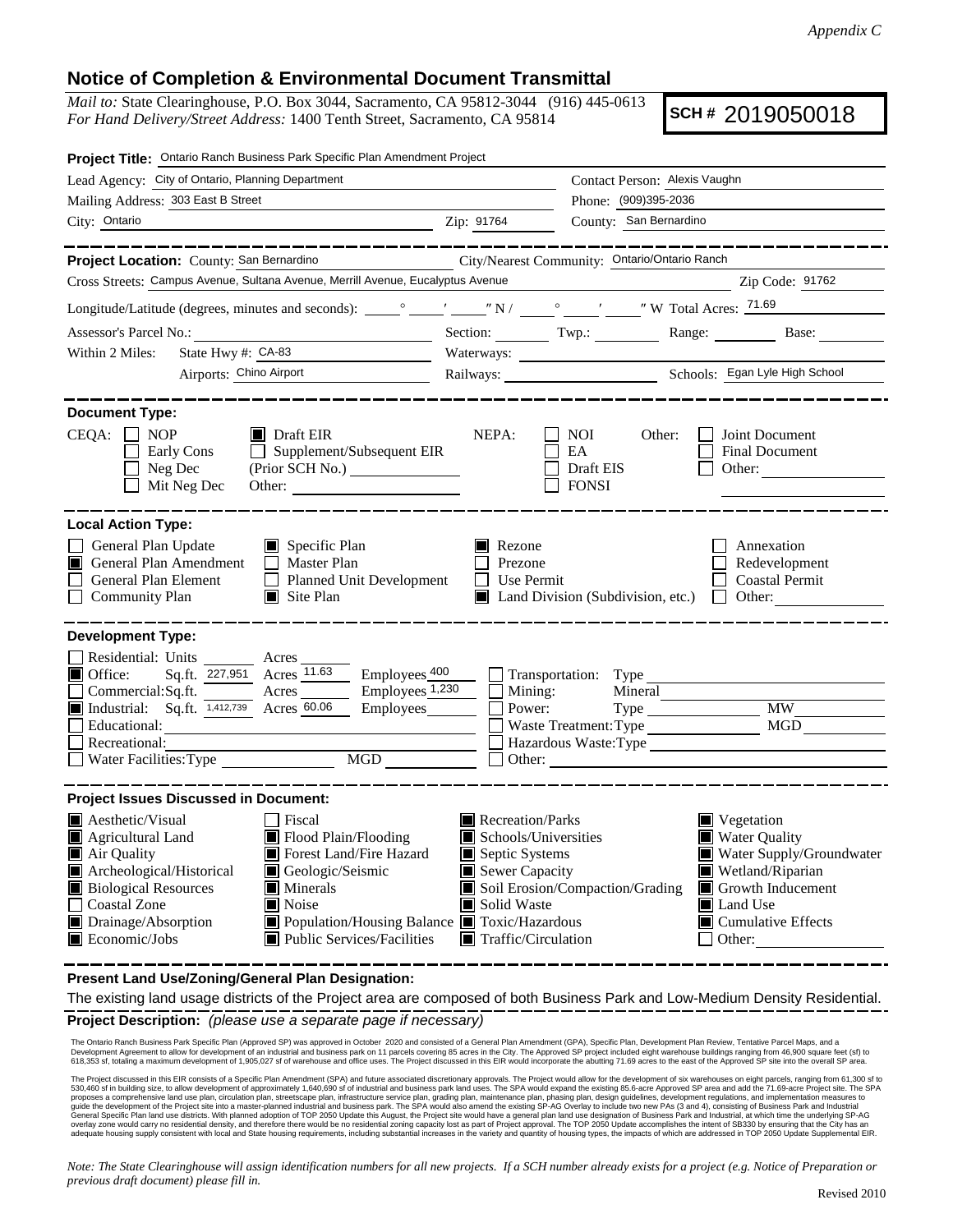*Appendix C*

## Notice of Completion & Environmental Document Transmittal

*Mail to:* State Clearinghouse, P.O. Box 3044, Sacramento, CA 95812-3044 (916) 445-0613
*For Hand Delivery/Street Address:* 1400 Tenth Street, Sacramento, CA 95814

**SCH #** 2019050018

**Project Title:** Ontario Ranch Business Park Specific Plan Amendment Project

Lead Agency: City of Ontario, Planning Department
Contact Person: Alexis Vaughn
Mailing Address: 303 East B Street
Phone: (909)395-2036
City: Ontario
Zip: 91764
County: San Bardino

---

**Project Location:** County: San Bernardino
City/Nearest Community: Ontario/Ontario Ranch
Cross Streets: Campus Avenue, Sultana Avenue, Merrill Avenue, Eucalyptus Avenue
Zip Code: 91762
Longitude/Latitude (degrees, minutes and seconds): ___° ___′ ___″ N / ___° ___′ ___″ W Total Acres: 71.69
Assessor's Parcel No.: ______ Section: ______ Twp.: ______ Range: ______ Base: ______
Within 2 Miles: State Hwy #: CA-83 Waterways: ______
Airports: Chino Airport Railways: ______ Schools: Egan Lyle High School

---

**Document Type:**

CEQA: ☐ NOP ☐ Early Cons ☐ Neg Dec ☐ Mit Neg Dec ☒ Draft EIR ☐ Supplement/Subsequent EIR (Prior SCH No.) ______ Other: ______

NEPA: ☐ NOI ☐ EA ☐ Draft EIS ☐ FONSI

Other: ☐ Joint Document ☐ Final Document ☐ Other: ______

---

**Local Action Type:**

☐ General Plan Update
☒ General Plan Amendment
☐ General Plan Element
☐ Community Plan
☒ Specific Plan
☐ Master Plan
☐ Planned Unit Development
☒ Site Plan
☒ Rezone
☐ Prezone
☐ Use Permit
☒ Land Division (Subdivision, etc.)
☐ Annexation
☐ Redevelopment
☐ Coastal Permit
☐ Other: ______

---

**Development Type:**

☐ Residential: Units ______ Acres ______
☒ Office: Sq.ft. 227,951 Acres 11.63 Employees 400
☐ Commercial: Sq.ft. ______ Acres ______ Employees 1,230
☒ Industrial: Sq.ft. 1,412,739 Acres 60.06 Employees ______
☐ Educational: ______
☐ Recreational: ______
☐ Water Facilities: Type ______ MGD ______
☐ Transportation: Type ______
☐ Mining: Mineral ______
☐ Power: Type ______ MW ______
☐ Waste Treatment: Type ______ MGD ______
☐ Hazardous Waste: Type ______
☐ Other: ______

---

**Project Issues Discussed in Document:**

☒ Aesthetic/Visual
☒ Agricultural Land
☒ Air Quality
☒ Archeological/Historical
☒ Biological Resources
☐ Coastal Zone
☒ Drainage/Absorption
☒ Economic/Jobs
☐ Fiscal
☒ Flood Plain/Flooding
☒ Forest Land/Fire Hazard
☒ Geologic/Seismic
☒ Minerals
☒ Noise
☒ Population/Housing Balance
☒ Public Services/Facilities
☒ Recreation/Parks
☒ Schools/Universities
☒ Septic Systems
☒ Sewer Capacity
☒ Soil Erosion/Compaction/Grading
☒ Solid Waste
☒ Toxic/Hazardous
☒ Traffic/Circulation
☒ Vegetation
☒ Water Quality
☒ Water Supply/Groundwater
☒ Wetland/Riparian
☒ Growth Inducement
☒ Land Use
☒ Cumulative Effects
☐ Other: ______

---

**Present Land Use/Zoning/General Plan Designation:**

The existing land usage districts of the Project area are composed of both Business Park and Low-Medium Density Residential.

---

**Project Description:** *(please use a separate page if necessary)*

The Ontario Ranch Business Park Specific Plan (Approved SP) was approved in October 2020 and consisted of a General Plan Amendment (GPA), Specific Plan, Development Plan Review, Tentative Parcel Maps, and a Development Agreement to allow for development of an industrial and business park on 11 parcels covering 85 acres in the City. The Approved SP project included eight warehouse buildings ranging from 46,900 square feet (sf) to 618,353 sf, totaling a maximum development of 1,905,027 sf of warehouse and office uses. The Project discussed in this EIR would incorporate the abutting 71.69 acres to the east of the Approved SP site into the overall SP area.

The Project discussed in this EIR consists of a Specific Plan Amendment (SPA) and future associated discretionary approvals. The Project would allow for the development of six warehouses on eight parcels, ranging from 61,300 sf to 530,460 sf in building size, to allow development of approximately 1,640,690 sf of industrial and business park land uses. The SPA would expand the existing 85.6-acre Approved SP area and add the 71.69-acre Project site. The SPA proposes a comprehensive land use plan, circulation plan, streetscape plan, infrastructure service plan, grading plan, maintenance plan, phasing plan, design guidelines, development regulations, and implementation measures to guide the development of the Project site into a master-planned industrial and business park. The SPA would also amend the existing SP-AG Overlay to include two new PAs (3 and 4), consisting of Business Park and Industrial General Specific Plan land use districts. With planned adoption of TOP 2050 Update this August, the Project site would have a general plan land use designation of Business Park and Industrial, at which time the underlying SP-AG overlay zone would carry no residential density, and therefore there would be no residential zoning capacity lost as part of Project approval. The TOP 2050 Update accomplishes the intent of SB330 by ensuring that the City has an adequate housing supply consistent with local and State housing requirements, including substantial increases in the variety and quantity of housing types, the impacts of which are addressed in TOP 2050 Update Supplemental EIR.

*Note: The State Clearinghouse will assign identification numbers for all new projects. If a SCH number already exists for a project (e.g. Notice of Preparation or previous draft document) please fill in.*

Revised 2010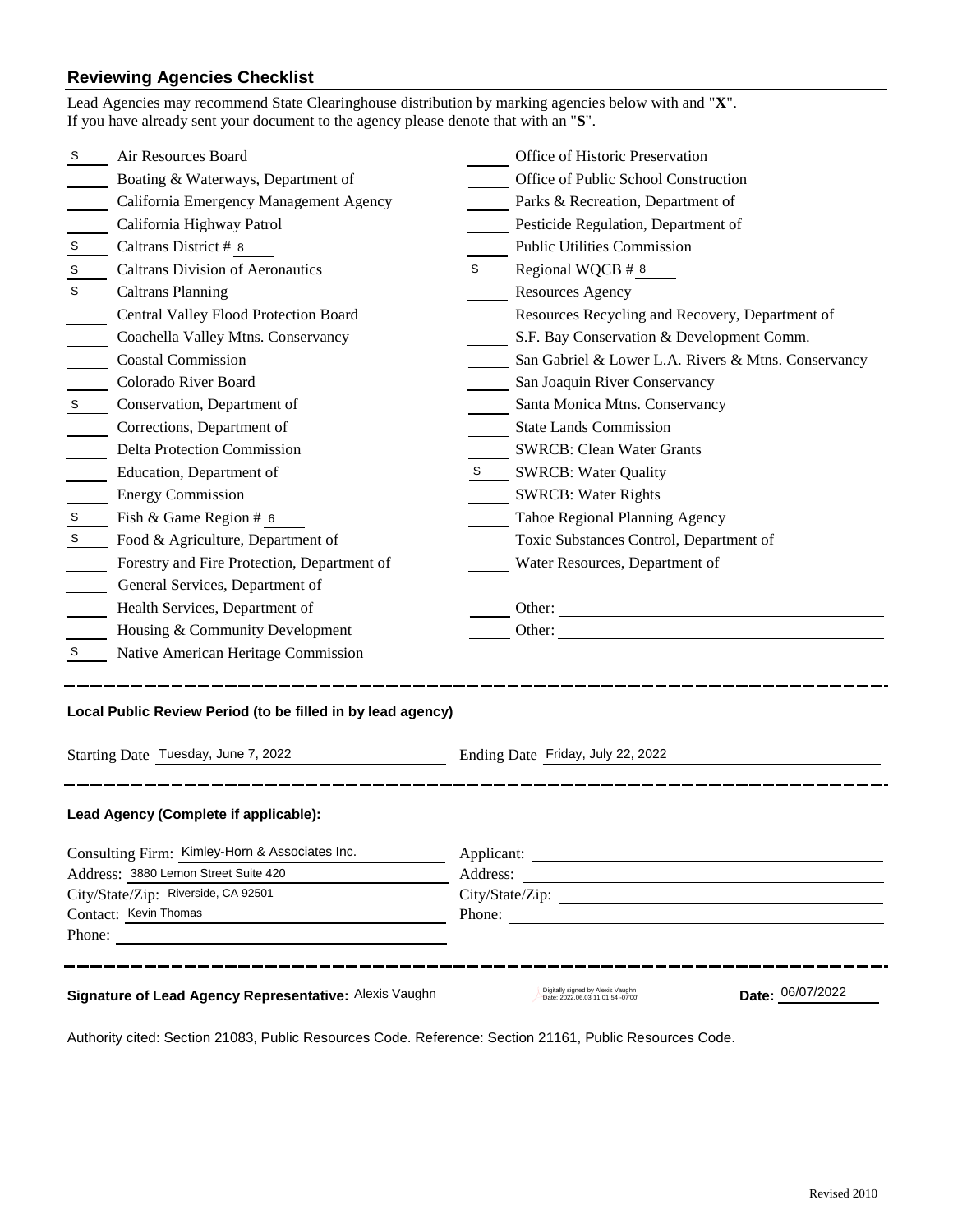## Reviewing Agencies Checklist

Lead Agencies may recommend State Clearinghouse distribution by marking agencies below with and "**X**".
If you have already sent your document to the agency please denote that with an "**S**".

| | | | |
|---|---|---|---|
| S | Air Resources Board | | Office of Historic Preservation |
| | Boating & Waterways, Department of | | Office of Public School Construction |
| | California Emergency Management Agency | | Parks & Recreation, Department of |
| | California Highway Patrol | | Pesticide Regulation, Department of |
| S | Caltrans District # 8 | | Public Utilities Commission |
| S | Caltrans Division of Aeronautics | S | Regional WQCB # 8 |
| S | Caltrans Planning | | Resources Agency |
| | Central Valley Flood Protection Board | | Resources Recycling and Recovery, Department of |
| | Coachella Valley Mtns. Conservancy | | S.F. Bay Conservation & Development Comm. |
| | Coastal Commission | | San Gabriel & Lower L.A. Rivers & Mtns. Conservancy |
| | Colorado River Board | | San Joaquin River Conservancy |
| S | Conservation, Department of | | Santa Monica Mtns. Conservancy |
| | Corrections, Department of | | State Lands Commission |
| | Delta Protection Commission | | SWRCB: Clean Water Grants |
| | Education, Department of | S | SWRCB: Water Quality |
| | Energy Commission | | SWRCB: Water Rights |
| S | Fish & Game Region # 6 | | Tahoe Regional Planning Agency |
| S | Food & Agriculture, Department of | | Toxic Substances Control, Department of |
| | Forestry and Fire Protection, Department of | | Water Resources, Department of |
| | General Services, Department of | | |
| | Health Services, Department of | | Other: |
| | Housing & Community Development | | Other: |
| S | Native American Heritage Commission | | |

---

### Local Public Review Period (to be filled in by lead agency)

Starting Date Tuesday, June 7, 2022 Ending Date Friday, July 22, 2022

---

### Lead Agency (Complete if applicable):

| | |
|---|---|
| Consulting Firm: Kimley-Horn & Associates Inc. | Applicant: |
| Address: 3880 Lemon Street Suite 420 | Address: |
| City/State/Zip: Riverside, CA 92501 | City/State/Zip: |
| Contact: Kevin Thomas | Phone: |
| Phone: | |

---

**Signature of Lead Agency Representative:** Alexis Vaughn Digitally signed by Alexis Vaughn Date: 2022.06.03 11:01:54 -07'00' **Date:** 06/07/2022

Authority cited: Section 21083, Public Resources Code. Reference: Section 21161, Public Resources Code.

Revised 2010